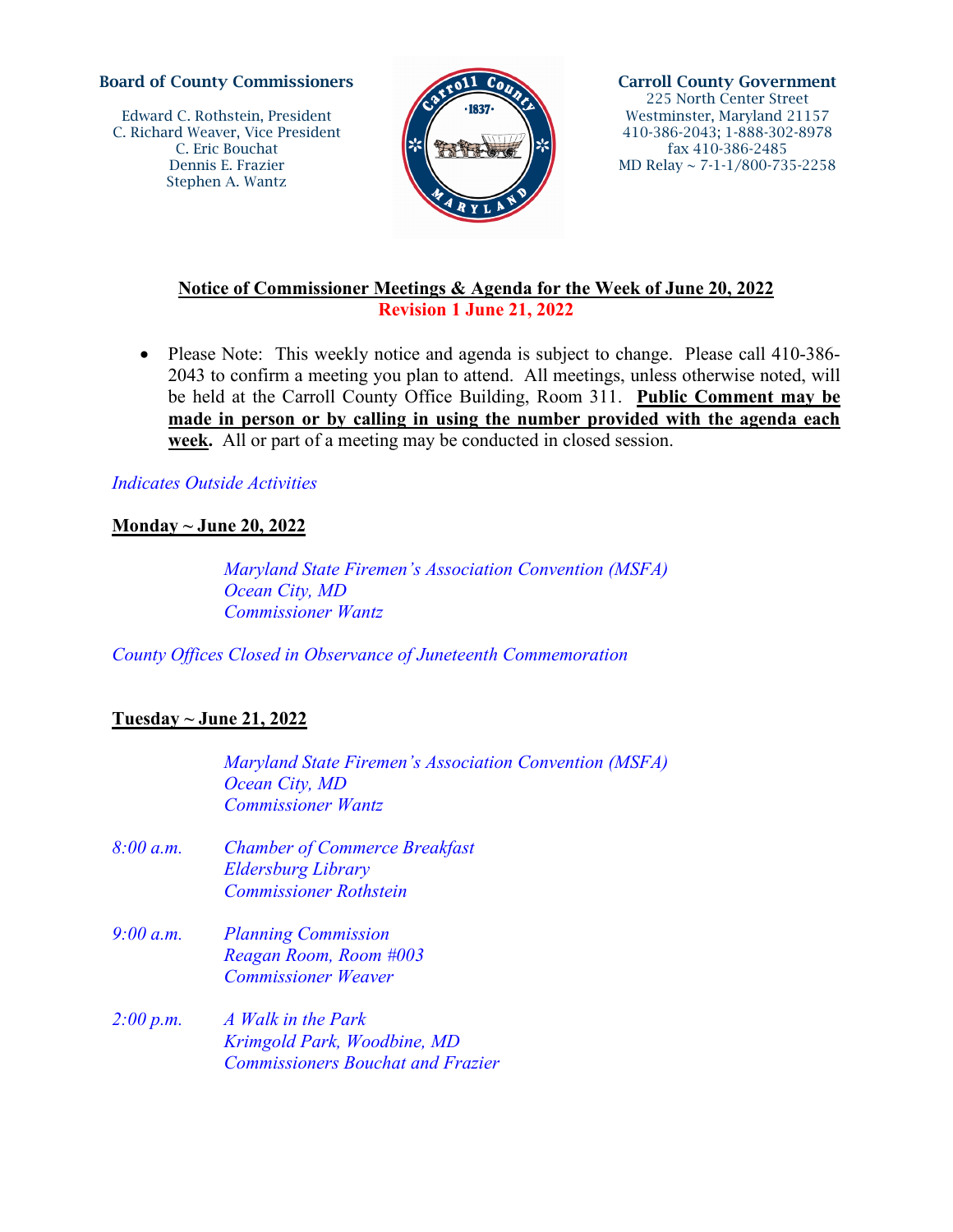**Board of County Commissioners**

Edward C. Rothstein, President
C. Richard Weaver, Vice President
C. Eric Bouchat
Dennis E. Frazier
Stephen A. Wantz

**Carroll County Government**
225 North Center Street
Westminster, Maryland 21157
410-386-2043; 1-888-302-8978
fax 410-386-2485
MD Relay ~ 7-1-1/800-735-2258

## Notice of Commissioner Meetings & Agenda for the Week of June 20, 2022

**Revision 1 June 21, 2022**

- Please Note: This weekly notice and agenda is subject to change. Please call 410-386-2043 to confirm a meeting you plan to attend. All meetings, unless otherwise noted, will be held at the Carroll County Office Building, Room 311. **Public Comment may be made in person or by calling in using the number provided with the agenda each week.** All or part of a meeting may be conducted in closed session.

*Indicates Outside Activities*

### Monday ~ June 20, 2022

*Maryland State Firemen's Association Convention (MSFA)*
*Ocean City, MD*
*Commissioner Wantz*

*County Offices Closed in Observance of Juneteenth Commemoration*

### Tuesday ~ June 21, 2022

*Maryland State Firemen's Association Convention (MSFA)*
*Ocean City, MD*
*Commissioner Wantz*

*8:00 a.m.* *Chamber of Commerce Breakfast*
*Eldersburg Library*
*Commissioner Rothstein*

*9:00 a.m.* *Planning Commission*
*Reagan Room, Room #003*
*Commissioner Weaver*

*2:00 p.m.* *A Walk in the Park*
*Krimgold Park, Woodbine, MD*
*Commissioners Bouchat and Frazier*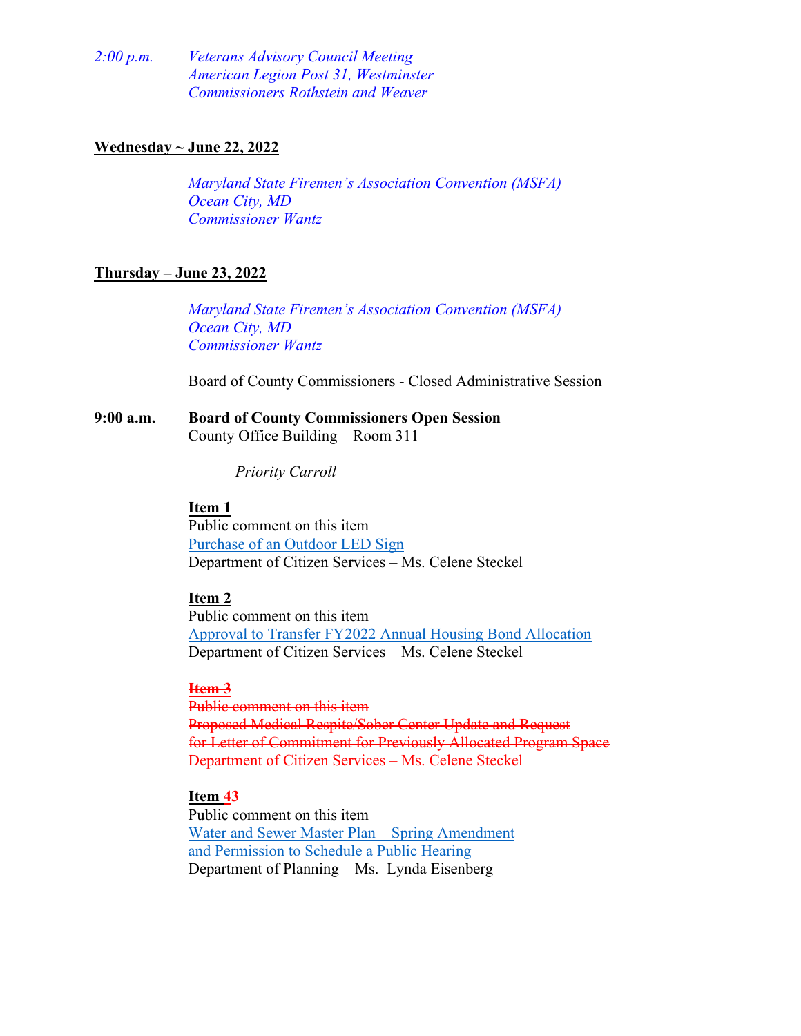*2:00 p.m.* *Veterans Advisory Council Meeting*
*American Legion Post 31, Westminster*
*Commissioners Rothstein and Weaver*

**Wednesday ~ June 22, 2022**

*Maryland State Firemen's Association Convention (MSFA)*
*Ocean City, MD*
*Commissioner Wantz*

**Thursday – June 23, 2022**

*Maryland State Firemen's Association Convention (MSFA)*
*Ocean City, MD*
*Commissioner Wantz*

Board of County Commissioners - Closed Administrative Session

**9:00 a.m.** **Board of County Commissioners Open Session**
County Office Building – Room 311

*Priority Carroll*

**Item 1**
Public comment on this item
Purchase of an Outdoor LED Sign
Department of Citizen Services – Ms. Celene Steckel

**Item 2**
Public comment on this item
Approval to Transfer FY2022 Annual Housing Bond Allocation
Department of Citizen Services – Ms. Celene Steckel

~~**Item 3**~~
~~Public comment on this item~~
~~Proposed Medical Respite/Sober Center Update and Request for Letter of Commitment for Previously Allocated Program Space~~
~~Department of Citizen Services – Ms. Celene Steckel~~

**Item ~~4~~3**
Public comment on this item
Water and Sewer Master Plan – Spring Amendment and Permission to Schedule a Public Hearing
Department of Planning – Ms. Lynda Eisenberg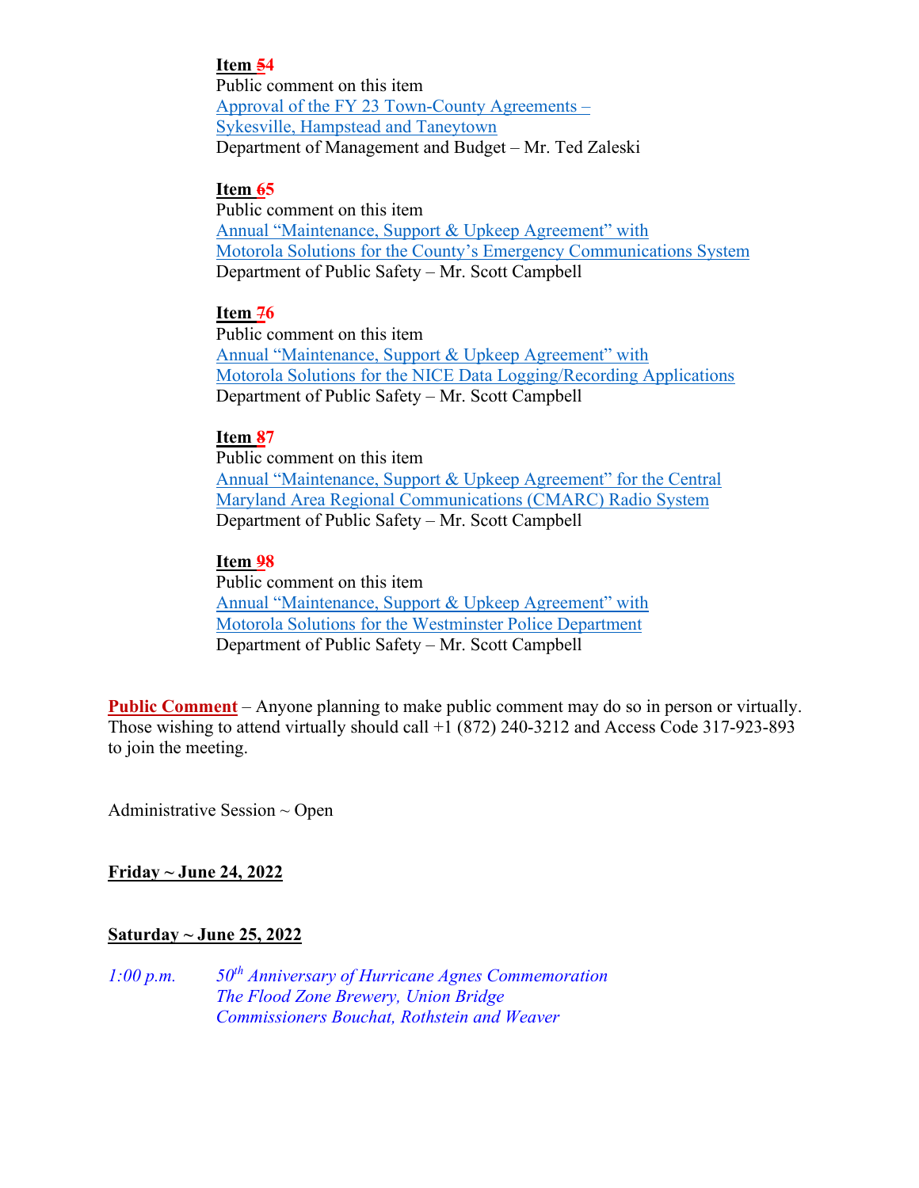**Item ~~5~~4**
Public comment on this item
Approval of the FY 23 Town-County Agreements – Sykesville, Hampstead and Taneytown
Department of Management and Budget – Mr. Ted Zaleski

**Item ~~6~~5**
Public comment on this item
Annual "Maintenance, Support & Upkeep Agreement" with Motorola Solutions for the County's Emergency Communications System
Department of Public Safety – Mr. Scott Campbell

**Item ~~7~~6**
Public comment on this item
Annual "Maintenance, Support & Upkeep Agreement" with Motorola Solutions for the NICE Data Logging/Recording Applications
Department of Public Safety – Mr. Scott Campbell

**Item ~~8~~7**
Public comment on this item
Annual "Maintenance, Support & Upkeep Agreement" for the Central Maryland Area Regional Communications (CMARC) Radio System
Department of Public Safety – Mr. Scott Campbell

**Item ~~9~~8**
Public comment on this item
Annual "Maintenance, Support & Upkeep Agreement" with Motorola Solutions for the Westminster Police Department
Department of Public Safety – Mr. Scott Campbell

**Public Comment** – Anyone planning to make public comment may do so in person or virtually. Those wishing to attend virtually should call +1 (872) 240-3212 and Access Code 317-923-893 to join the meeting.

Administrative Session ~ Open

**Friday ~ June 24, 2022**

**Saturday ~ June 25, 2022**

*1:00 p.m.* *50th Anniversary of Hurricane Agnes Commemoration*
*The Flood Zone Brewery, Union Bridge*
*Commissioners Bouchat, Rothstein and Weaver*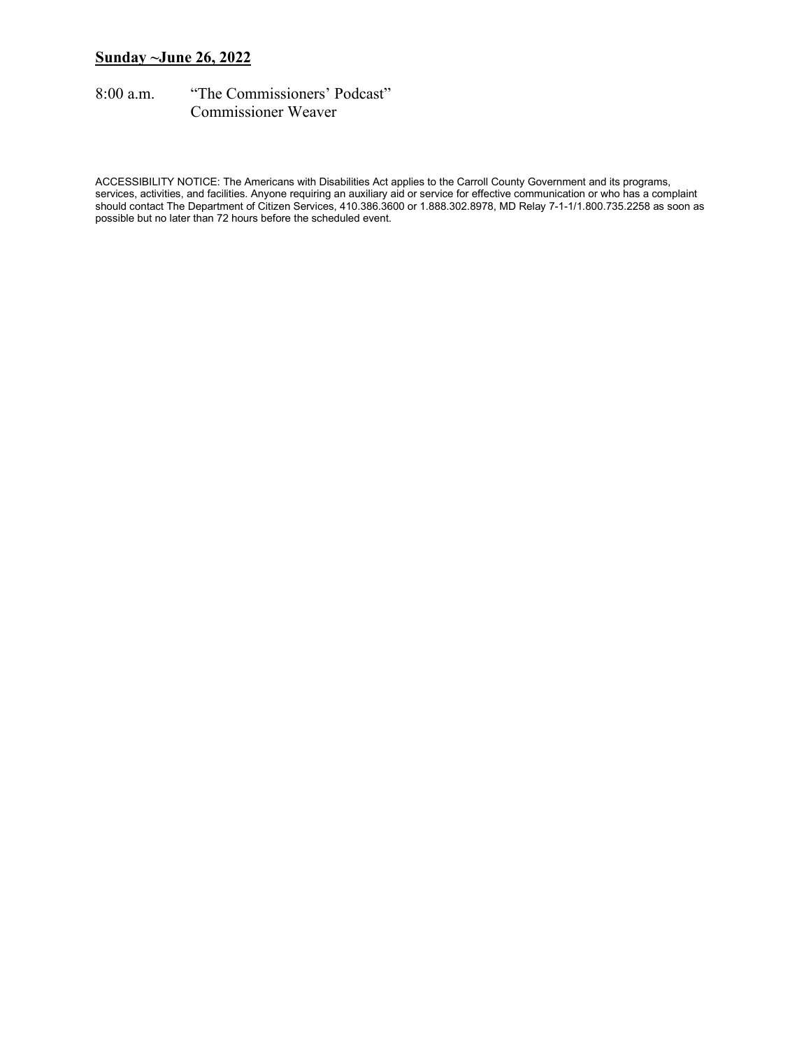**<u>Sunday ~June 26, 2022</u>**

8:00 a.m. "The Commissioners' Podcast"
Commissioner Weaver

ACCESSIBILITY NOTICE: The Americans with Disabilities Act applies to the Carroll County Government and its programs, services, activities, and facilities. Anyone requiring an auxiliary aid or service for effective communication or who has a complaint should contact The Department of Citizen Services, 410.386.3600 or 1.888.302.8978, MD Relay 7-1-1/1.800.735.2258 as soon as possible but no later than 72 hours before the scheduled event.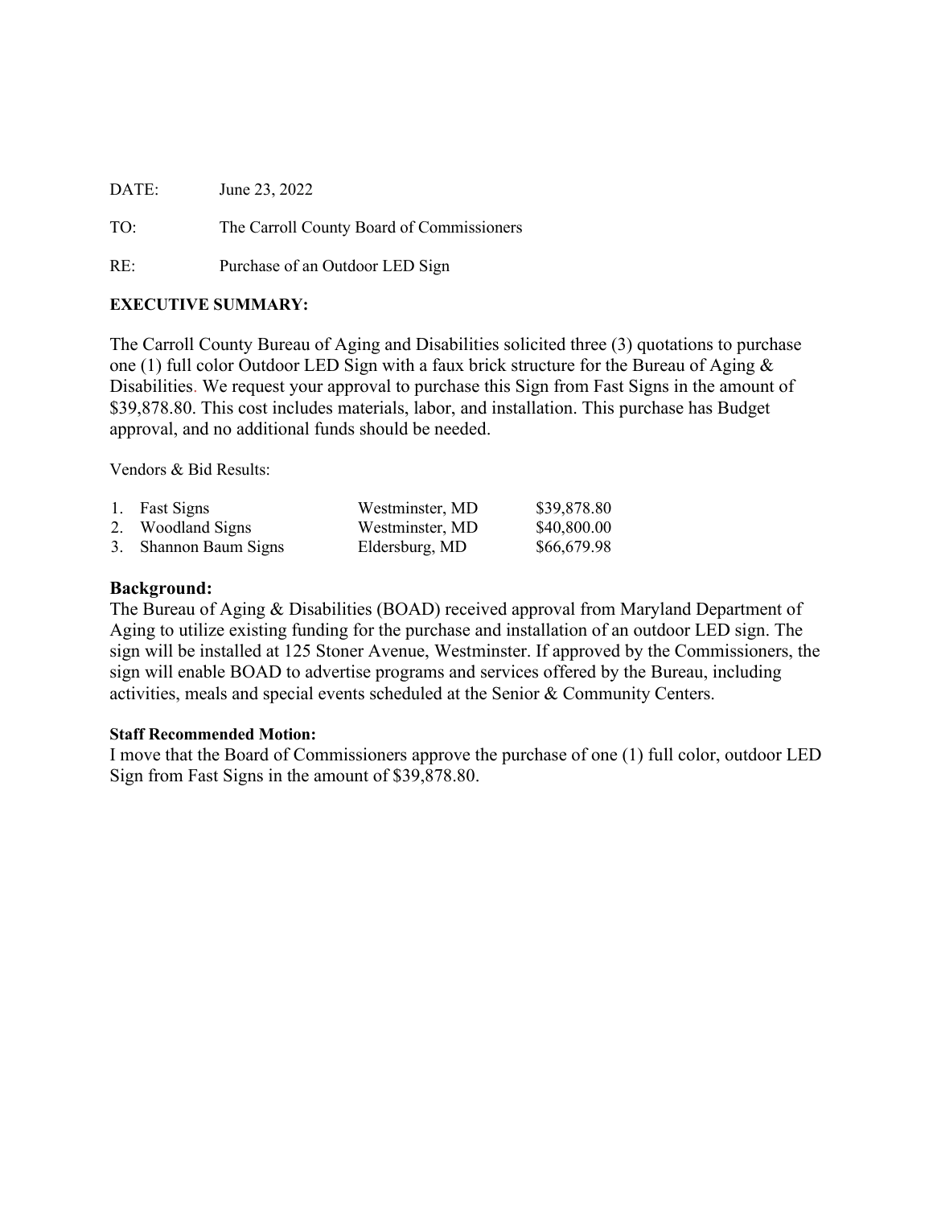DATE: June 23, 2022

TO: The Carroll County Board of Commissioners

RE: Purchase of an Outdoor LED Sign

**EXECUTIVE SUMMARY:**

The Carroll County Bureau of Aging and Disabilities solicited three (3) quotations to purchase one (1) full color Outdoor LED Sign with a faux brick structure for the Bureau of Aging & Disabilities. We request your approval to purchase this Sign from Fast Signs in the amount of $39,878.80. This cost includes materials, labor, and installation. This purchase has Budget approval, and no additional funds should be needed.

Vendors & Bid Results:

| | Vendor | Location | Amount |
|---|---|---|---|
| 1. | Fast Signs | Westminster, MD | $39,878.80 |
| 2. | Woodland Signs | Westminster, MD | $40,800.00 |
| 3. | Shannon Baum Signs | Eldersburg, MD | $66,679.98 |

## Background:

The Bureau of Aging & Disabilities (BOAD) received approval from Maryland Department of Aging to utilize existing funding for the purchase and installation of an outdoor LED sign. The sign will be installed at 125 Stoner Avenue, Westminster. If approved by the Commissioners, the sign will enable BOAD to advertise programs and services offered by the Bureau, including activities, meals and special events scheduled at the Senior & Community Centers.

**Staff Recommended Motion:**

I move that the Board of Commissioners approve the purchase of one (1) full color, outdoor LED Sign from Fast Signs in the amount of $39,878.80.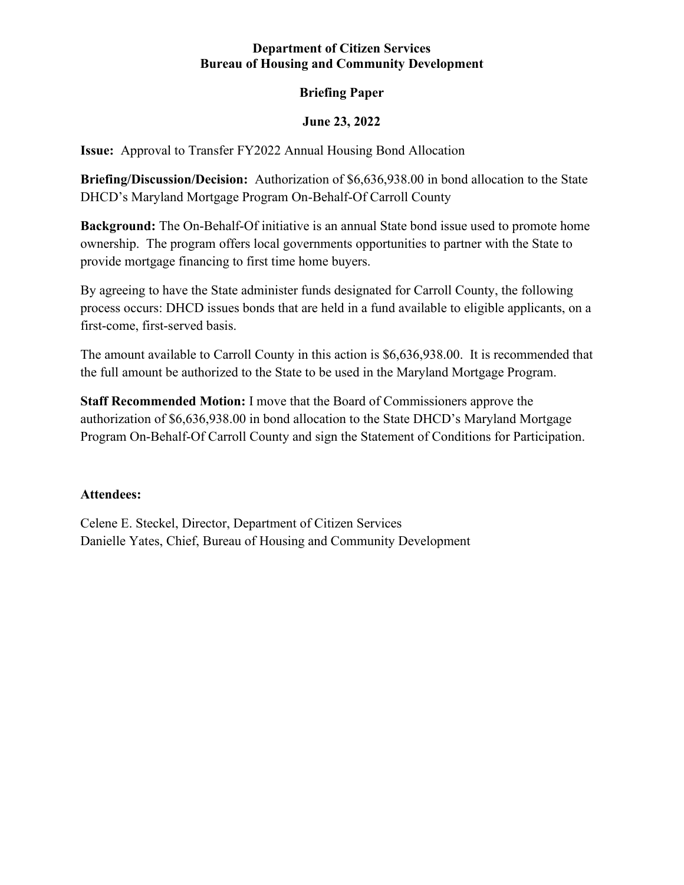**Department of Citizen Services**
**Bureau of Housing and Community Development**

**Briefing Paper**

**June 23, 2022**

**Issue:** Approval to Transfer FY2022 Annual Housing Bond Allocation

**Briefing/Discussion/Decision:** Authorization of $6,636,938.00 in bond allocation to the State DHCD's Maryland Mortgage Program On-Behalf-Of Carroll County

**Background:** The On-Behalf-Of initiative is an annual State bond issue used to promote home ownership. The program offers local governments opportunities to partner with the State to provide mortgage financing to first time home buyers.

By agreeing to have the State administer funds designated for Carroll County, the following process occurs: DHCD issues bonds that are held in a fund available to eligible applicants, on a first-come, first-served basis.

The amount available to Carroll County in this action is $6,636,938.00. It is recommended that the full amount be authorized to the State to be used in the Maryland Mortgage Program.

**Staff Recommended Motion:** I move that the Board of Commissioners approve the authorization of $6,636,938.00 in bond allocation to the State DHCD's Maryland Mortgage Program On-Behalf-Of Carroll County and sign the Statement of Conditions for Participation.

**Attendees:**

Celene E. Steckel, Director, Department of Citizen Services
Danielle Yates, Chief, Bureau of Housing and Community Development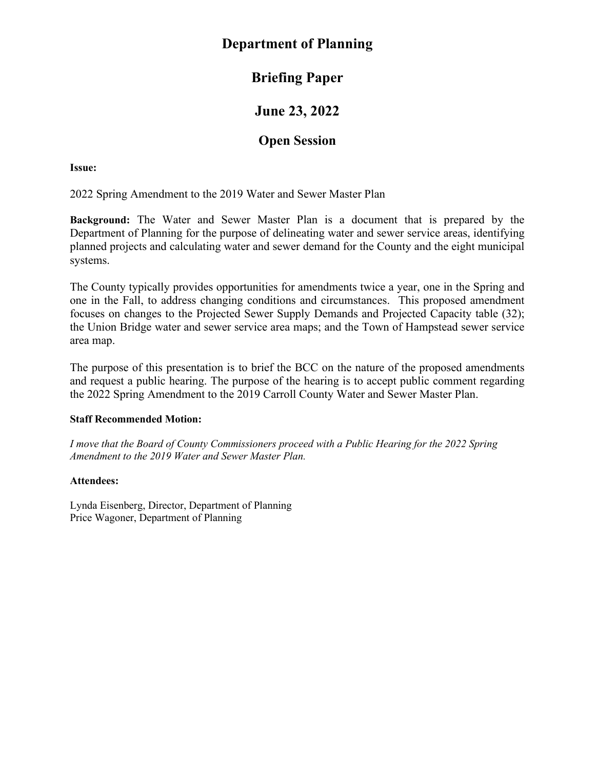# Department of Planning

## Briefing Paper

## June 23, 2022

## Open Session

**Issue:**

2022 Spring Amendment to the 2019 Water and Sewer Master Plan

**Background:** The Water and Sewer Master Plan is a document that is prepared by the Department of Planning for the purpose of delineating water and sewer service areas, identifying planned projects and calculating water and sewer demand for the County and the eight municipal systems.

The County typically provides opportunities for amendments twice a year, one in the Spring and one in the Fall, to address changing conditions and circumstances. This proposed amendment focuses on changes to the Projected Sewer Supply Demands and Projected Capacity table (32); the Union Bridge water and sewer service area maps; and the Town of Hampstead sewer service area map.

The purpose of this presentation is to brief the BCC on the nature of the proposed amendments and request a public hearing. The purpose of the hearing is to accept public comment regarding the 2022 Spring Amendment to the 2019 Carroll County Water and Sewer Master Plan.

**Staff Recommended Motion:**

*I move that the Board of County Commissioners proceed with a Public Hearing for the 2022 Spring Amendment to the 2019 Water and Sewer Master Plan.*

**Attendees:**

Lynda Eisenberg, Director, Department of Planning
Price Wagoner, Department of Planning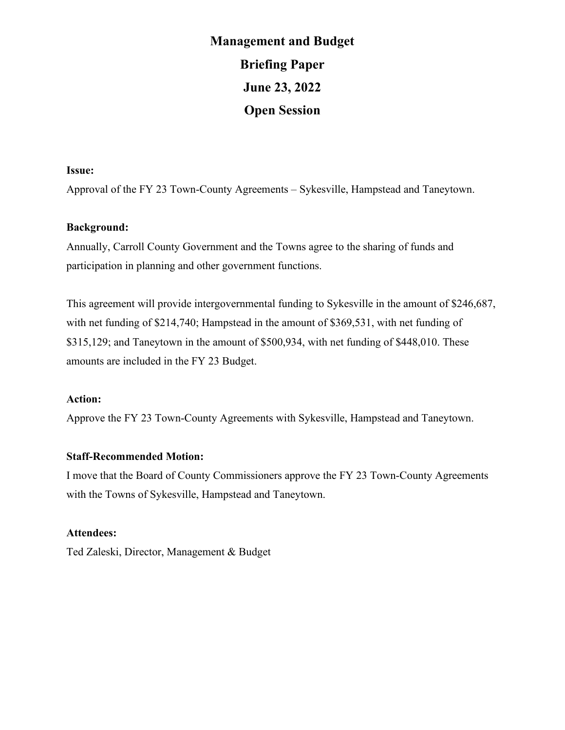# Management and Budget

## Briefing Paper

## June 23, 2022

## Open Session

**Issue:**

Approval of the FY 23 Town-County Agreements – Sykesville, Hampstead and Taneytown.

**Background:**

Annually, Carroll County Government and the Towns agree to the sharing of funds and participation in planning and other government functions.

This agreement will provide intergovernmental funding to Sykesville in the amount of $246,687, with net funding of $214,740; Hampstead in the amount of $369,531, with net funding of $315,129; and Taneytown in the amount of $500,934, with net funding of $448,010. These amounts are included in the FY 23 Budget.

**Action:**

Approve the FY 23 Town-County Agreements with Sykesville, Hampstead and Taneytown.

**Staff-Recommended Motion:**

I move that the Board of County Commissioners approve the FY 23 Town-County Agreements with the Towns of Sykesville, Hampstead and Taneytown.

**Attendees:**

Ted Zaleski, Director, Management & Budget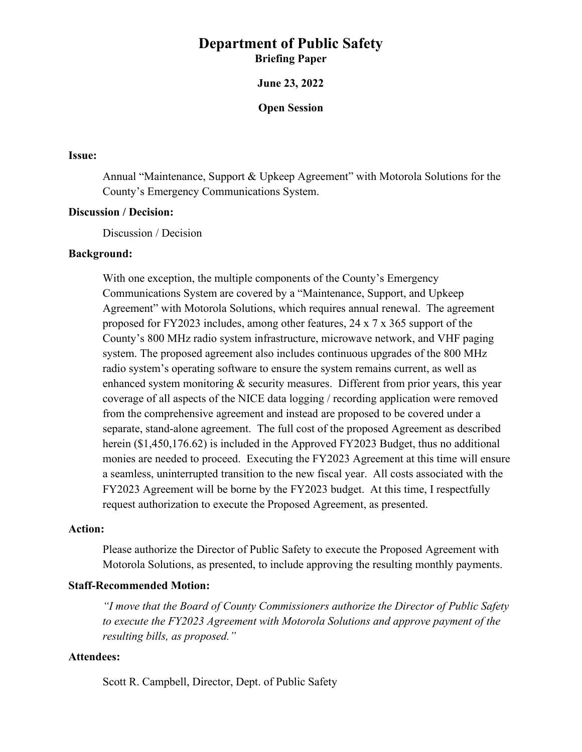# Department of Public Safety

**Briefing Paper**

**June 23, 2022**

**Open Session**

**Issue:**

Annual "Maintenance, Support & Upkeep Agreement" with Motorola Solutions for the County's Emergency Communications System.

**Discussion / Decision:**

Discussion / Decision

**Background:**

With one exception, the multiple components of the County's Emergency Communications System are covered by a "Maintenance, Support, and Upkeep Agreement" with Motorola Solutions, which requires annual renewal. The agreement proposed for FY2023 includes, among other features, 24 x 7 x 365 support of the County's 800 MHz radio system infrastructure, microwave network, and VHF paging system. The proposed agreement also includes continuous upgrades of the 800 MHz radio system's operating software to ensure the system remains current, as well as enhanced system monitoring & security measures. Different from prior years, this year coverage of all aspects of the NICE data logging / recording application were removed from the comprehensive agreement and instead are proposed to be covered under a separate, stand-alone agreement. The full cost of the proposed Agreement as described herein ($1,450,176.62) is included in the Approved FY2023 Budget, thus no additional monies are needed to proceed. Executing the FY2023 Agreement at this time will ensure a seamless, uninterrupted transition to the new fiscal year. All costs associated with the FY2023 Agreement will be borne by the FY2023 budget. At this time, I respectfully request authorization to execute the Proposed Agreement, as presented.

**Action:**

Please authorize the Director of Public Safety to execute the Proposed Agreement with Motorola Solutions, as presented, to include approving the resulting monthly payments.

**Staff-Recommended Motion:**

*"I move that the Board of County Commissioners authorize the Director of Public Safety to execute the FY2023 Agreement with Motorola Solutions and approve payment of the resulting bills, as proposed."*

**Attendees:**

Scott R. Campbell, Director, Dept. of Public Safety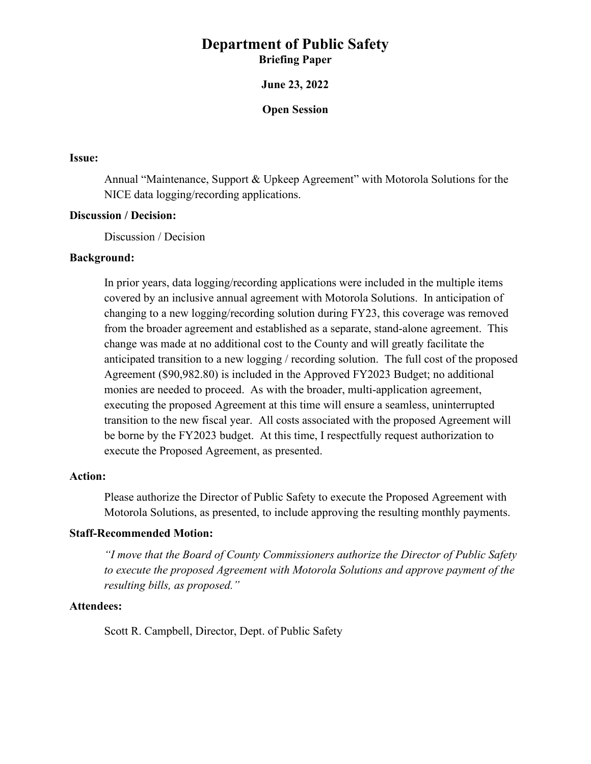# Department of Public Safety

**Briefing Paper**

**June 23, 2022**

**Open Session**

**Issue:**

Annual "Maintenance, Support & Upkeep Agreement" with Motorola Solutions for the NICE data logging/recording applications.

**Discussion / Decision:**

Discussion / Decision

**Background:**

In prior years, data logging/recording applications were included in the multiple items covered by an inclusive annual agreement with Motorola Solutions. In anticipation of changing to a new logging/recording solution during FY23, this coverage was removed from the broader agreement and established as a separate, stand-alone agreement. This change was made at no additional cost to the County and will greatly facilitate the anticipated transition to a new logging / recording solution. The full cost of the proposed Agreement ($90,982.80) is included in the Approved FY2023 Budget; no additional monies are needed to proceed. As with the broader, multi-application agreement, executing the proposed Agreement at this time will ensure a seamless, uninterrupted transition to the new fiscal year. All costs associated with the proposed Agreement will be borne by the FY2023 budget. At this time, I respectfully request authorization to execute the Proposed Agreement, as presented.

**Action:**

Please authorize the Director of Public Safety to execute the Proposed Agreement with Motorola Solutions, as presented, to include approving the resulting monthly payments.

**Staff-Recommended Motion:**

*"I move that the Board of County Commissioners authorize the Director of Public Safety to execute the proposed Agreement with Motorola Solutions and approve payment of the resulting bills, as proposed."*

**Attendees:**

Scott R. Campbell, Director, Dept. of Public Safety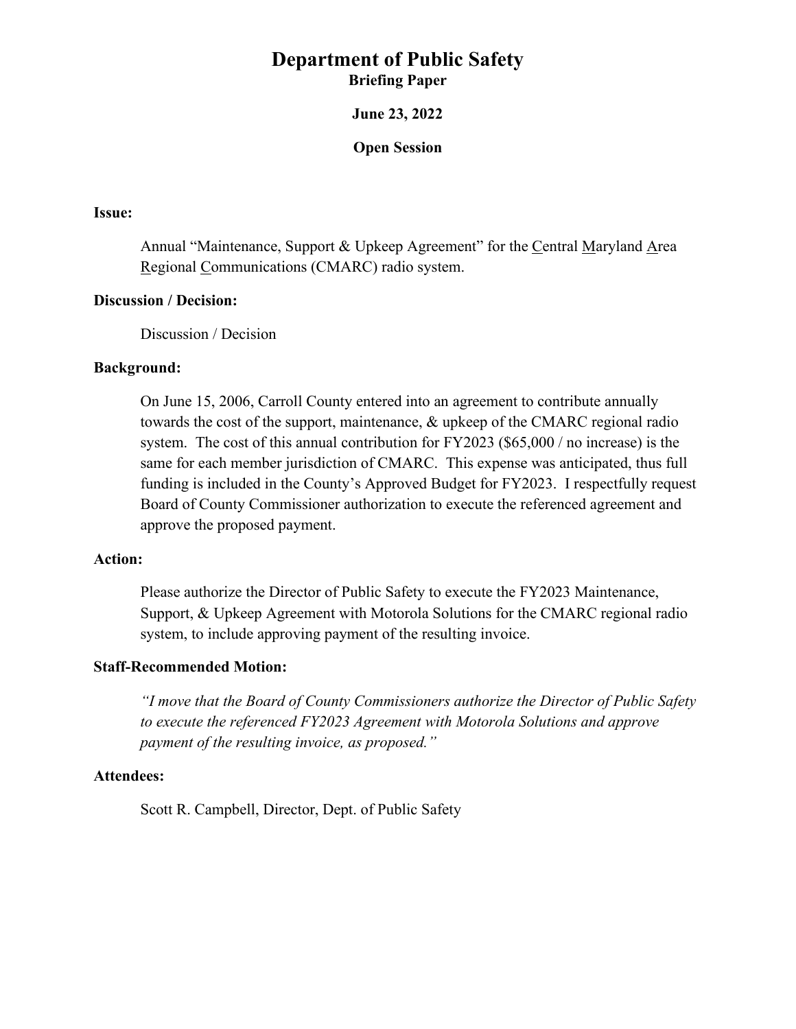# Department of Public Safety

**Briefing Paper**

**June 23, 2022**

**Open Session**

**Issue:**

Annual "Maintenance, Support & Upkeep Agreement" for the Central Maryland Area Regional Communications (CMARC) radio system.

**Discussion / Decision:**

Discussion / Decision

**Background:**

On June 15, 2006, Carroll County entered into an agreement to contribute annually towards the cost of the support, maintenance, & upkeep of the CMARC regional radio system. The cost of this annual contribution for FY2023 ($65,000 / no increase) is the same for each member jurisdiction of CMARC. This expense was anticipated, thus full funding is included in the County's Approved Budget for FY2023. I respectfully request Board of County Commissioner authorization to execute the referenced agreement and approve the proposed payment.

**Action:**

Please authorize the Director of Public Safety to execute the FY2023 Maintenance, Support, & Upkeep Agreement with Motorola Solutions for the CMARC regional radio system, to include approving payment of the resulting invoice.

**Staff-Recommended Motion:**

*"I move that the Board of County Commissioners authorize the Director of Public Safety to execute the referenced FY2023 Agreement with Motorola Solutions and approve payment of the resulting invoice, as proposed."*

**Attendees:**

Scott R. Campbell, Director, Dept. of Public Safety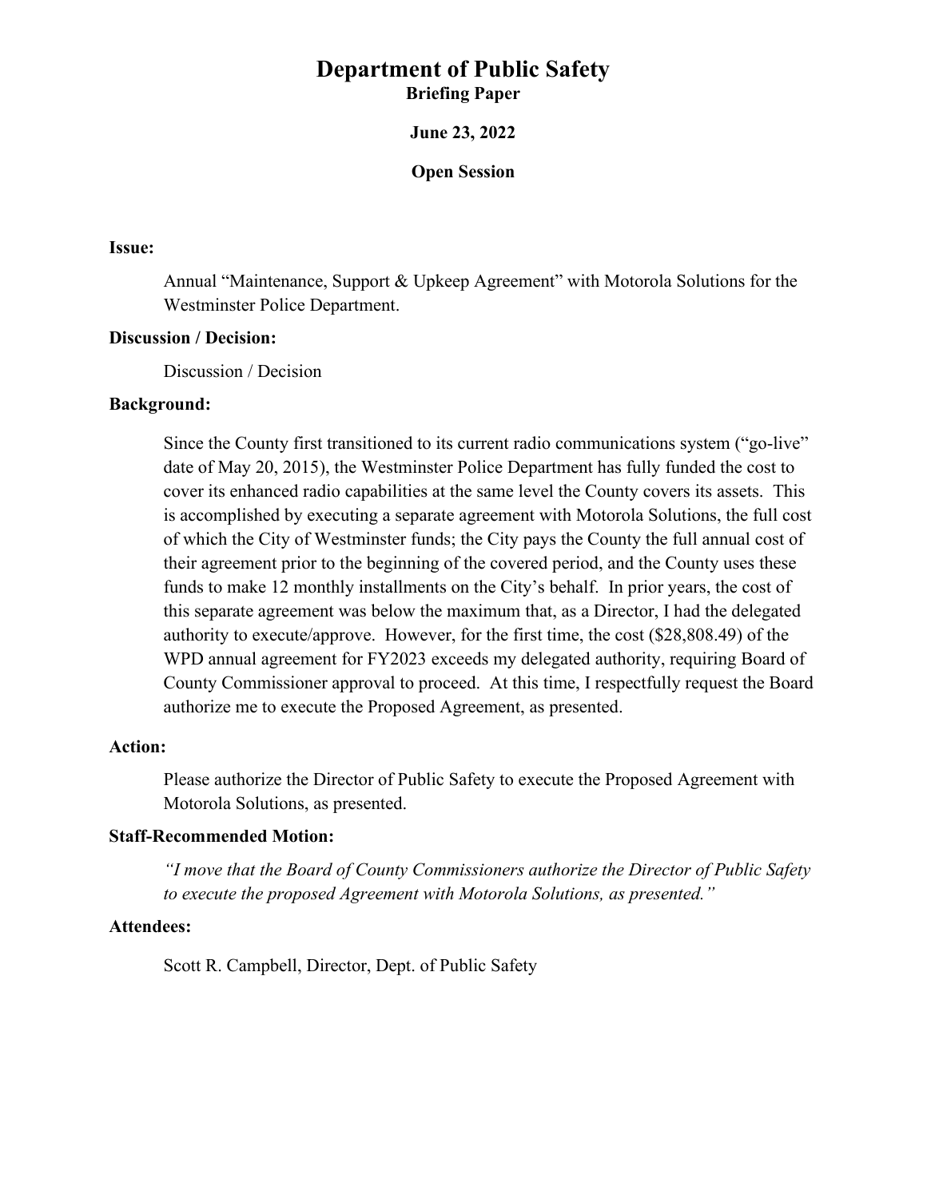# Department of Public Safety

**Briefing Paper**

**June 23, 2022**

**Open Session**

**Issue:**

Annual "Maintenance, Support & Upkeep Agreement" with Motorola Solutions for the Westminster Police Department.

**Discussion / Decision:**

Discussion / Decision

**Background:**

Since the County first transitioned to its current radio communications system ("go-live" date of May 20, 2015), the Westminster Police Department has fully funded the cost to cover its enhanced radio capabilities at the same level the County covers its assets. This is accomplished by executing a separate agreement with Motorola Solutions, the full cost of which the City of Westminster funds; the City pays the County the full annual cost of their agreement prior to the beginning of the covered period, and the County uses these funds to make 12 monthly installments on the City's behalf. In prior years, the cost of this separate agreement was below the maximum that, as a Director, I had the delegated authority to execute/approve. However, for the first time, the cost ($28,808.49) of the WPD annual agreement for FY2023 exceeds my delegated authority, requiring Board of County Commissioner approval to proceed. At this time, I respectfully request the Board authorize me to execute the Proposed Agreement, as presented.

**Action:**

Please authorize the Director of Public Safety to execute the Proposed Agreement with Motorola Solutions, as presented.

**Staff-Recommended Motion:**

*"I move that the Board of County Commissioners authorize the Director of Public Safety to execute the proposed Agreement with Motorola Solutions, as presented."*

**Attendees:**

Scott R. Campbell, Director, Dept. of Public Safety